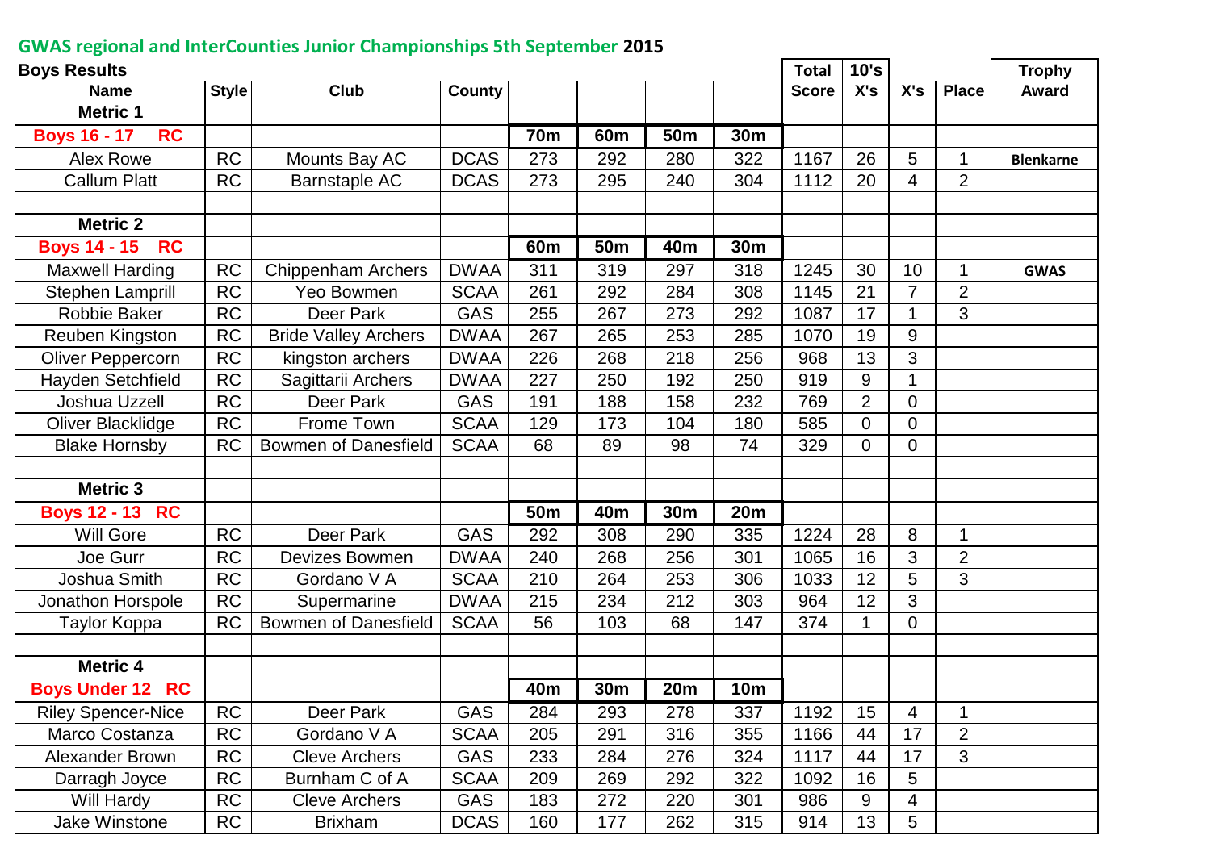## GWAS regional and InterCounties Junior Championships 5th September 2015

**Boys Results**

| Name | Style | Club | County | | | | | Total Score | 10's X's | X's | Place | Trophy Award |
|---|---|---|---|---|---|---|---|---|---|---|---|---|
| **Metric 1** | | | | | | | | | | | | |
| **Boys 16 - 17 RC** | | | | **70m** | **60m** | **50m** | **30m** | | | | | |
| Alex Rowe | RC | Mounts Bay AC | DCAS | 273 | 292 | 280 | 322 | 1167 | 26 | 5 | 1 | **Blenkarne** |
| Callum Platt | RC | Barnstaple AC | DCAS | 273 | 295 | 240 | 304 | 1112 | 20 | 4 | 2 | |
| | | | | | | | | | | | | |
| **Metric 2** | | | | | | | | | | | | |
| **Boys 14 - 15 RC** | | | | **60m** | **50m** | **40m** | **30m** | | | | | |
| Maxwell Harding | RC | Chippenham Archers | DWAA | 311 | 319 | 297 | 318 | 1245 | 30 | 10 | 1 | **GWAS** |
| Stephen Lamprill | RC | Yeo Bowmen | SCAA | 261 | 292 | 284 | 308 | 1145 | 21 | 7 | 2 | |
| Robbie Baker | RC | Deer Park | GAS | 255 | 267 | 273 | 292 | 1087 | 17 | 1 | 3 | |
| Reuben Kingston | RC | Bride Valley Archers | DWAA | 267 | 265 | 253 | 285 | 1070 | 19 | 9 | | |
| Oliver Peppercorn | RC | kingston archers | DWAA | 226 | 268 | 218 | 256 | 968 | 13 | 3 | | |
| Hayden Setchfield | RC | Sagittarii Archers | DWAA | 227 | 250 | 192 | 250 | 919 | 9 | 1 | | |
| Joshua Uzzell | RC | Deer Park | GAS | 191 | 188 | 158 | 232 | 769 | 2 | 0 | | |
| Oliver Blacklidge | RC | Frome Town | SCAA | 129 | 173 | 104 | 180 | 585 | 0 | 0 | | |
| Blake Hornsby | RC | Bowmen of Danesfield | SCAA | 68 | 89 | 98 | 74 | 329 | 0 | 0 | | |
| | | | | | | | | | | | | |
| **Metric 3** | | | | | | | | | | | | |
| **Boys 12 - 13 RC** | | | | **50m** | **40m** | **30m** | **20m** | | | | | |
| Will Gore | RC | Deer Park | GAS | 292 | 308 | 290 | 335 | 1224 | 28 | 8 | 1 | |
| Joe Gurr | RC | Devizes Bowmen | DWAA | 240 | 268 | 256 | 301 | 1065 | 16 | 3 | 2 | |
| Joshua Smith | RC | Gordano V A | SCAA | 210 | 264 | 253 | 306 | 1033 | 12 | 5 | 3 | |
| Jonathon Horspole | RC | Supermarine | DWAA | 215 | 234 | 212 | 303 | 964 | 12 | 3 | | |
| Taylor Koppa | RC | Bowmen of Danesfield | SCAA | 56 | 103 | 68 | 147 | 374 | 1 | 0 | | |
| | | | | | | | | | | | | |
| **Metric 4** | | | | | | | | | | | | |
| **Boys Under 12 RC** | | | | **40m** | **30m** | **20m** | **10m** | | | | | |
| Riley Spencer-Nice | RC | Deer Park | GAS | 284 | 293 | 278 | 337 | 1192 | 15 | 4 | 1 | |
| Marco Costanza | RC | Gordano V A | SCAA | 205 | 291 | 316 | 355 | 1166 | 44 | 17 | 2 | |
| Alexander Brown | RC | Cleve Archers | GAS | 233 | 284 | 276 | 324 | 1117 | 44 | 17 | 3 | |
| Darragh Joyce | RC | Burnham C of A | SCAA | 209 | 269 | 292 | 322 | 1092 | 16 | 5 | | |
| Will Hardy | RC | Cleve Archers | GAS | 183 | 272 | 220 | 301 | 986 | 9 | 4 | | |
| Jake Winstone | RC | Brixham | DCAS | 160 | 177 | 262 | 315 | 914 | 13 | 5 | | |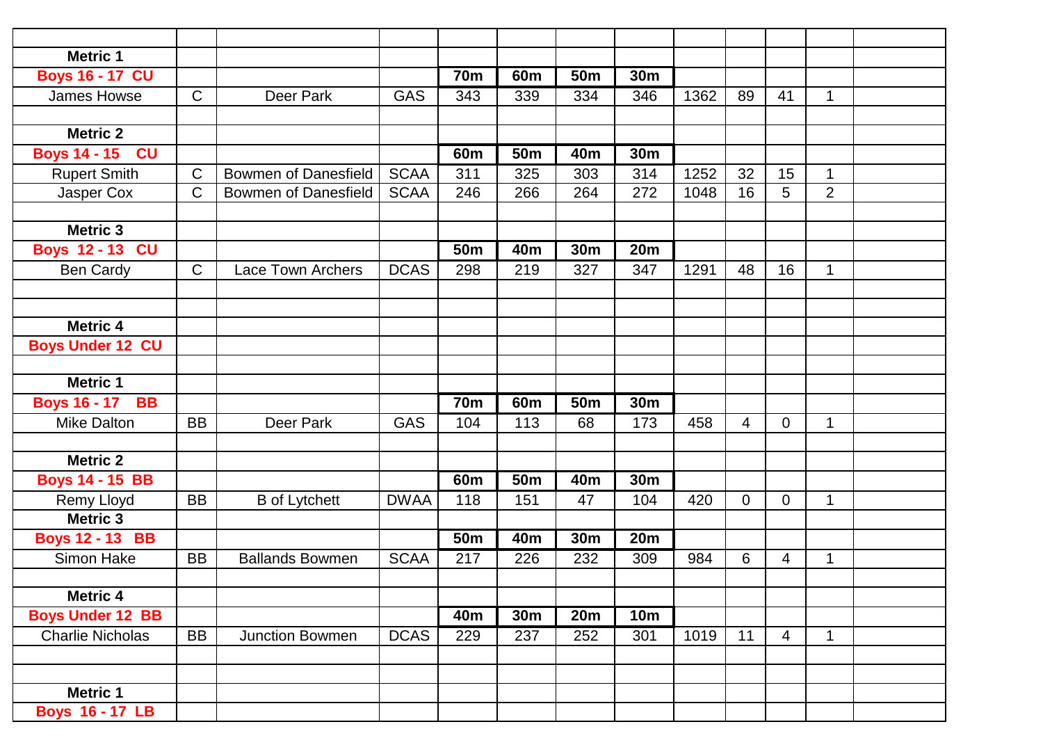| | | | | | | | | | | | | |
|---|---|---|---|---|---|---|---|---|---|---|---|---|
| **Metric 1** | | | | | | | | | | | | |
| **Boys 16 - 17 CU** | | | | **70m** | **60m** | **50m** | **30m** | | | | | |
| James Howse | C | Deer Park | GAS | 343 | 339 | 334 | 346 | 1362 | 89 | 41 | 1 | |
| | | | | | | | | | | | | |
| **Metric 2** | | | | | | | | | | | | |
| **Boys 14 - 15 CU** | | | | **60m** | **50m** | **40m** | **30m** | | | | | |
| Rupert Smith | C | Bowmen of Danesfield | SCAA | 311 | 325 | 303 | 314 | 1252 | 32 | 15 | 1 | |
| Jasper Cox | C | Bowmen of Danesfield | SCAA | 246 | 266 | 264 | 272 | 1048 | 16 | 5 | 2 | |
| | | | | | | | | | | | | |
| **Metric 3** | | | | | | | | | | | | |
| **Boys 12 - 13 CU** | | | | **50m** | **40m** | **30m** | **20m** | | | | | |
| Ben Cardy | C | Lace Town Archers | DCAS | 298 | 219 | 327 | 347 | 1291 | 48 | 16 | 1 | |
| | | | | | | | | | | | | |
| | | | | | | | | | | | | |
| **Metric 4** | | | | | | | | | | | | |
| **Boys Under 12 CU** | | | | | | | | | | | | |
| | | | | | | | | | | | | |
| **Metric 1** | | | | | | | | | | | | |
| **Boys 16 - 17 BB** | | | | **70m** | **60m** | **50m** | **30m** | | | | | |
| Mike Dalton | BB | Deer Park | GAS | 104 | 113 | 68 | 173 | 458 | 4 | 0 | 1 | |
| | | | | | | | | | | | | |
| **Metric 2** | | | | | | | | | | | | |
| **Boys 14 - 15 BB** | | | | **60m** | **50m** | **40m** | **30m** | | | | | |
| Remy Lloyd | BB | B of Lytchett | DWAA | 118 | 151 | 47 | 104 | 420 | 0 | 0 | 1 | |
| **Metric 3** | | | | | | | | | | | | |
| **Boys 12 - 13 BB** | | | | **50m** | **40m** | **30m** | **20m** | | | | | |
| Simon Hake | BB | Ballands Bowmen | SCAA | 217 | 226 | 232 | 309 | 984 | 6 | 4 | 1 | |
| | | | | | | | | | | | | |
| **Metric 4** | | | | | | | | | | | | |
| **Boys Under 12 BB** | | | | **40m** | **30m** | **20m** | **10m** | | | | | |
| Charlie Nicholas | BB | Junction Bowmen | DCAS | 229 | 237 | 252 | 301 | 1019 | 11 | 4 | 1 | |
| | | | | | | | | | | | | |
| | | | | | | | | | | | | |
| **Metric 1** | | | | | | | | | | | | |
| **Boys 16 - 17 LB** | | | | | | | | | | | | |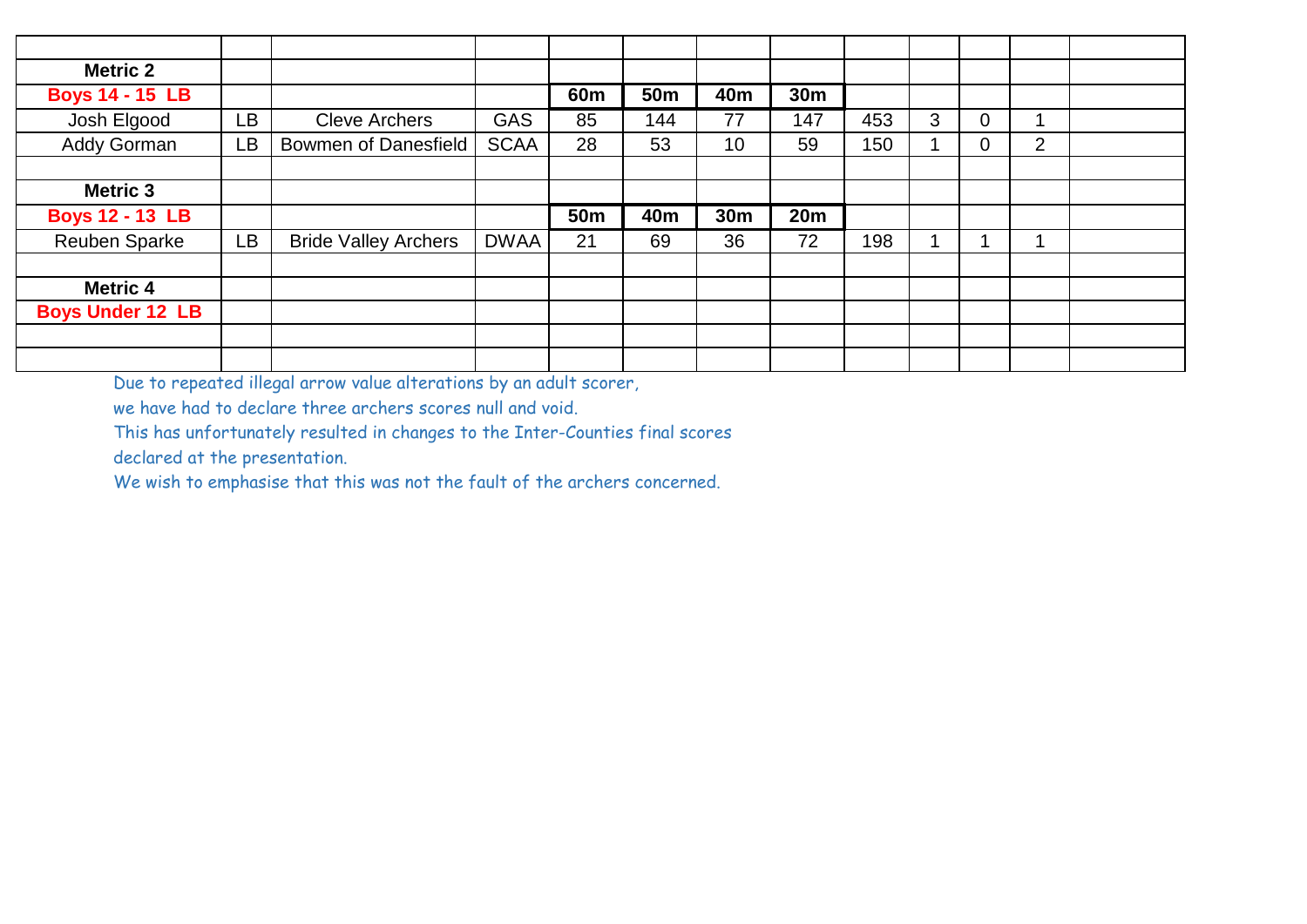| | | | | | | | | | | | | |
|---|---|---|---|---|---|---|---|---|---|---|---|---|
| **Metric 2** | | | | | | | | | | | | |
| **Boys 14 - 15  LB** | | | | **60m** | **50m** | **40m** | **30m** | | | | | |
| Josh Elgood | LB | Cleve Archers | GAS | 85 | 144 | 77 | 147 | 453 | 3 | 0 | 1 | |
| Addy Gorman | LB | Bowmen of Danesfield | SCAA | 28 | 53 | 10 | 59 | 150 | 1 | 0 | 2 | |
| | | | | | | | | | | | | |
| **Metric 3** | | | | | | | | | | | | |
| **Boys 12 - 13  LB** | | | | **50m** | **40m** | **30m** | **20m** | | | | | |
| Reuben Sparke | LB | Bride Valley Archers | DWAA | 21 | 69 | 36 | 72 | 198 | 1 | 1 | 1 | |
| | | | | | | | | | | | | |
| **Metric 4** | | | | | | | | | | | | |
| **Boys Under 12  LB** | | | | | | | | | | | | |
| | | | | | | | | | | | | |
| | | | | | | | | | | | | |

Due to repeated illegal arrow value alterations by an adult scorer,
we have had to declare three archers scores null and void.
This has unfortunately resulted in changes to the Inter-Counties final scores
declared at the presentation.
We wish to emphasise that this was not the fault of the archers concerned.